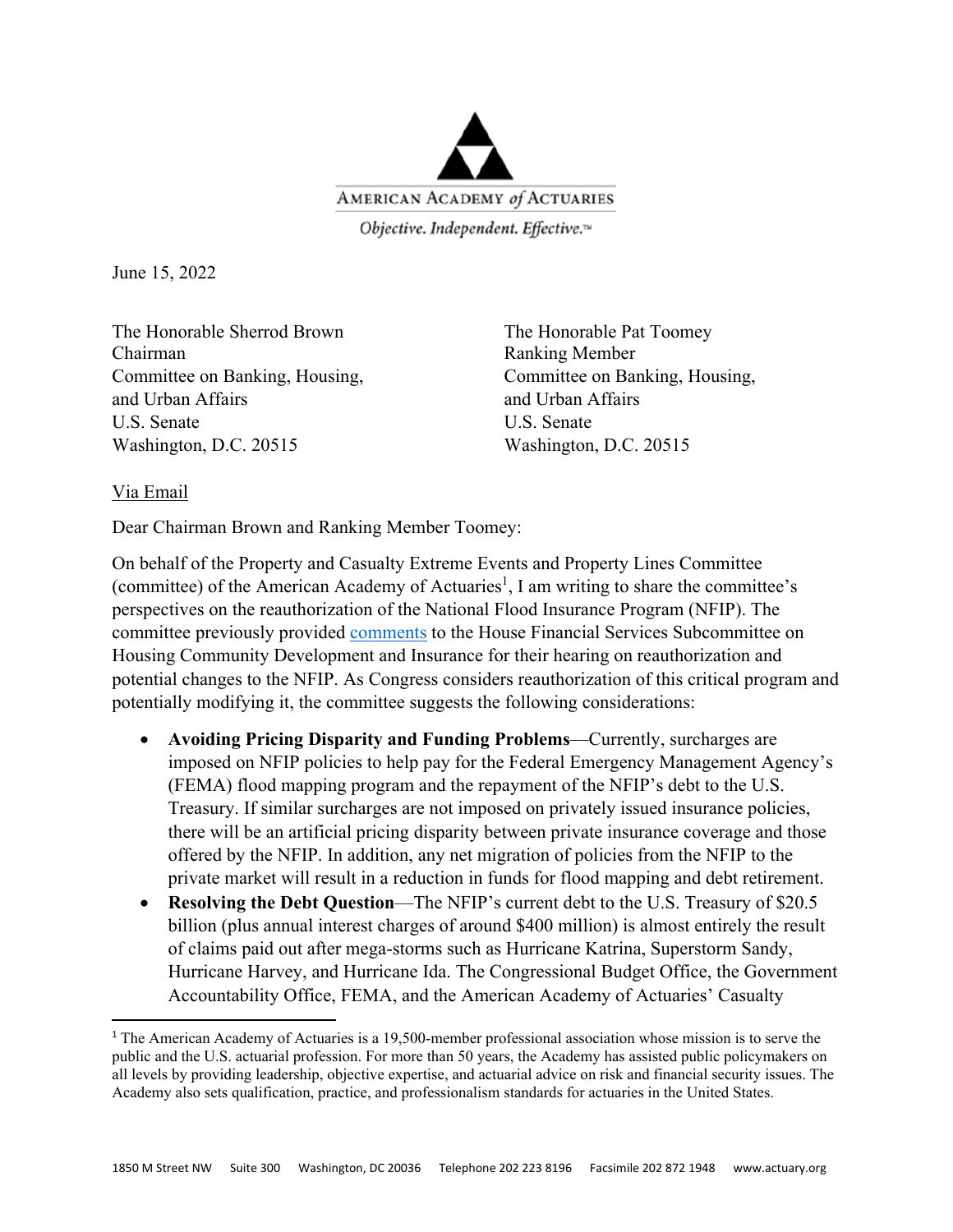AMERICAN ACADEMY *of* ACTUARIES

*Objective. Independent. Effective.™*

June 15, 2022

The Honorable Sherrod Brown
Chairman
Committee on Banking, Housing, and Urban Affairs
U.S. Senate
Washington, D.C. 20515

The Honorable Pat Toomey
Ranking Member
Committee on Banking, Housing, and Urban Affairs
U.S. Senate
Washington, D.C. 20515

Via Email

Dear Chairman Brown and Ranking Member Toomey:

On behalf of the Property and Casualty Extreme Events and Property Lines Committee (committee) of the American Academy of Actuaries[1], I am writing to share the committee's perspectives on the reauthorization of the National Flood Insurance Program (NFIP). The committee previously provided comments to the House Financial Services Subcommittee on Housing Community Development and Insurance for their hearing on reauthorization and potential changes to the NFIP. As Congress considers reauthorization of this critical program and potentially modifying it, the committee suggests the following considerations:

- **Avoiding Pricing Disparity and Funding Problems**—Currently, surcharges are imposed on NFIP policies to help pay for the Federal Emergency Management Agency's (FEMA) flood mapping program and the repayment of the NFIP's debt to the U.S. Treasury. If similar surcharges are not imposed on privately issued insurance policies, there will be an artificial pricing disparity between private insurance coverage and those offered by the NFIP. In addition, any net migration of policies from the NFIP to the private market will result in a reduction in funds for flood mapping and debt retirement.
- **Resolving the Debt Question**—The NFIP's current debt to the U.S. Treasury of $20.5 billion (plus annual interest charges of around $400 million) is almost entirely the result of claims paid out after mega-storms such as Hurricane Katrina, Superstorm Sandy, Hurricane Harvey, and Hurricane Ida. The Congressional Budget Office, the Government Accountability Office, FEMA, and the American Academy of Actuaries' Casualty

[1] The American Academy of Actuaries is a 19,500-member professional association whose mission is to serve the public and the U.S. actuarial profession. For more than 50 years, the Academy has assisted public policymakers on all levels by providing leadership, objective expertise, and actuarial advice on risk and financial security issues. The Academy also sets qualification, practice, and professionalism standards for actuaries in the United States.

1850 M Street NW Suite 300 Washington, DC 20036 Telephone 202 223 8196 Facsimile 202 872 1948 www.actuary.org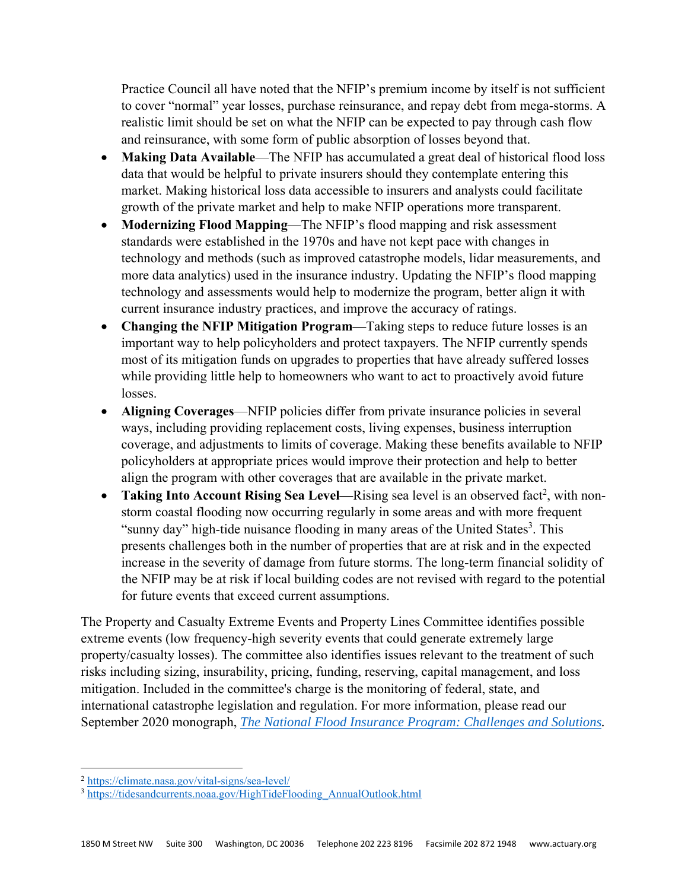Practice Council all have noted that the NFIP's premium income by itself is not sufficient to cover "normal" year losses, purchase reinsurance, and repay debt from mega-storms. A realistic limit should be set on what the NFIP can be expected to pay through cash flow and reinsurance, with some form of public absorption of losses beyond that.

- **Making Data Available**—The NFIP has accumulated a great deal of historical flood loss data that would be helpful to private insurers should they contemplate entering this market. Making historical loss data accessible to insurers and analysts could facilitate growth of the private market and help to make NFIP operations more transparent.
- **Modernizing Flood Mapping**—The NFIP's flood mapping and risk assessment standards were established in the 1970s and have not kept pace with changes in technology and methods (such as improved catastrophe models, lidar measurements, and more data analytics) used in the insurance industry. Updating the NFIP's flood mapping technology and assessments would help to modernize the program, better align it with current insurance industry practices, and improve the accuracy of ratings.
- **Changing the NFIP Mitigation Program—**Taking steps to reduce future losses is an important way to help policyholders and protect taxpayers. The NFIP currently spends most of its mitigation funds on upgrades to properties that have already suffered losses while providing little help to homeowners who want to act to proactively avoid future losses.
- **Aligning Coverages**—NFIP policies differ from private insurance policies in several ways, including providing replacement costs, living expenses, business interruption coverage, and adjustments to limits of coverage. Making these benefits available to NFIP policyholders at appropriate prices would improve their protection and help to better align the program with other coverages that are available in the private market.
- **Taking Into Account Rising Sea Level—**Rising sea level is an observed fact[2], with non-storm coastal flooding now occurring regularly in some areas and with more frequent "sunny day" high-tide nuisance flooding in many areas of the United States[3]. This presents challenges both in the number of properties that are at risk and in the expected increase in the severity of damage from future storms. The long-term financial solidity of the NFIP may be at risk if local building codes are not revised with regard to the potential for future events that exceed current assumptions.

The Property and Casualty Extreme Events and Property Lines Committee identifies possible extreme events (low frequency-high severity events that could generate extremely large property/casualty losses). The committee also identifies issues relevant to the treatment of such risks including sizing, insurability, pricing, funding, reserving, capital management, and loss mitigation. Included in the committee's charge is the monitoring of federal, state, and international catastrophe legislation and regulation. For more information, please read our September 2020 monograph, *The National Flood Insurance Program: Challenges and Solutions*.

---

[2] https://climate.nasa.gov/vital-signs/sea-level/

[3] https://tidesandcurrents.noaa.gov/HighTideFlooding_AnnualOutlook.html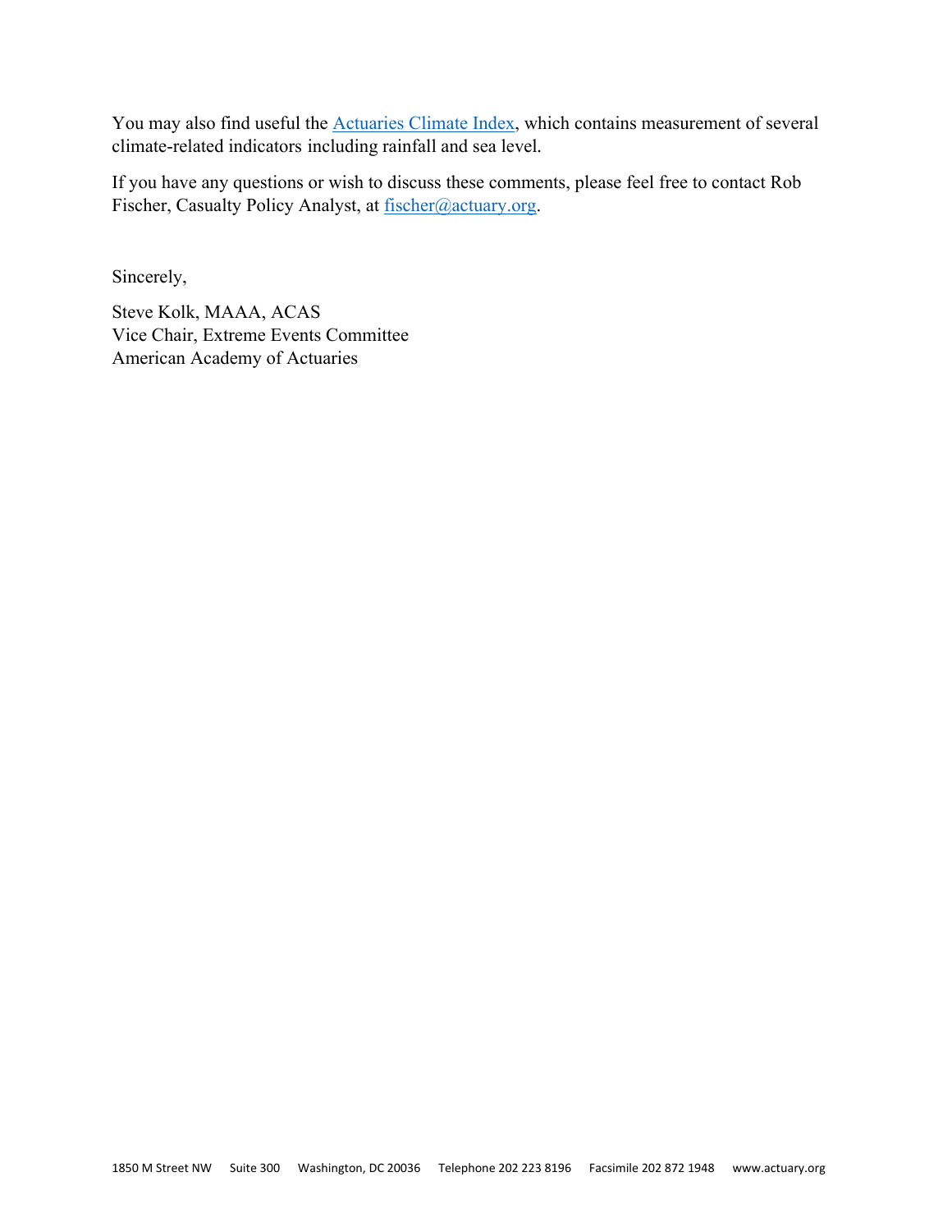You may also find useful the [Actuaries Climate Index](), which contains measurement of several climate-related indicators including rainfall and sea level.

If you have any questions or wish to discuss these comments, please feel free to contact Rob Fischer, Casualty Policy Analyst, at [fischer@actuary.org]().

Sincerely,

Steve Kolk, MAAA, ACAS
Vice Chair, Extreme Events Committee
American Academy of Actuaries